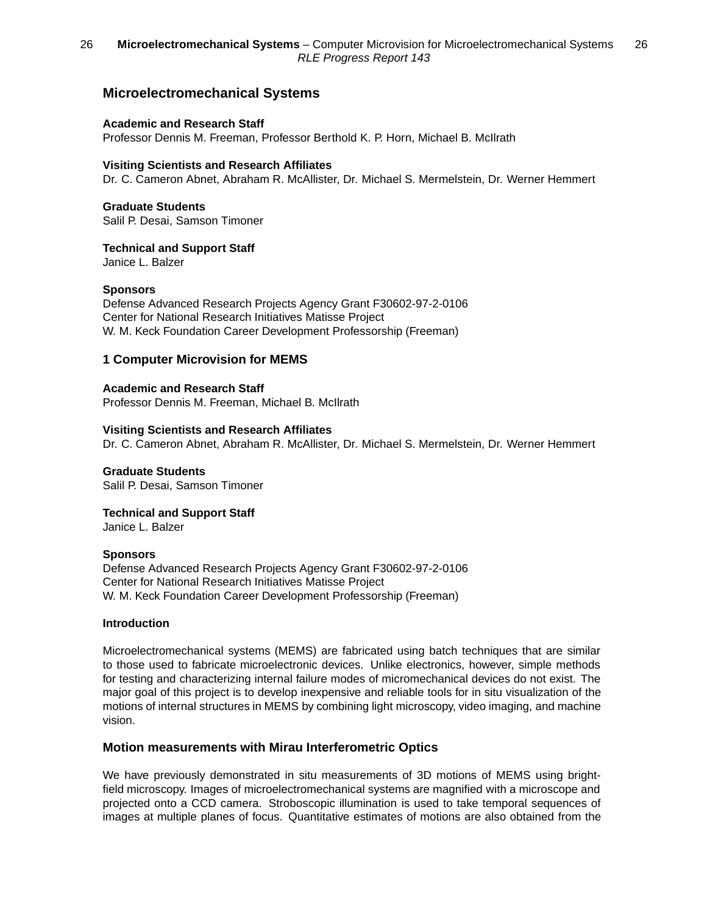# Microelectromechanical Systems

**Academic and Research Staff**
Professor Dennis M. Freeman, Professor Berthold K. P. Horn, Michael B. McIlrath

**Visiting Scientists and Research Affiliates**
Dr. C. Cameron Abnet, Abraham R. McAllister, Dr. Michael S. Mermelstein, Dr. Werner Hemmert

**Graduate Students**
Salil P. Desai, Samson Timoner

**Technical and Support Staff**
Janice L. Balzer

**Sponsors**
Defense Advanced Research Projects Agency Grant F30602-97-2-0106
Center for National Research Initiatives Matisse Project
W. M. Keck Foundation Career Development Professorship (Freeman)

## 1 Computer Microvision for MEMS

**Academic and Research Staff**
Professor Dennis M. Freeman, Michael B. McIlrath

**Visiting Scientists and Research Affiliates**
Dr. C. Cameron Abnet, Abraham R. McAllister, Dr. Michael S. Mermelstein, Dr. Werner Hemmert

**Graduate Students**
Salil P. Desai, Samson Timoner

**Technical and Support Staff**
Janice L. Balzer

**Sponsors**
Defense Advanced Research Projects Agency Grant F30602-97-2-0106
Center for National Research Initiatives Matisse Project
W. M. Keck Foundation Career Development Professorship (Freeman)

**Introduction**

Microelectromechanical systems (MEMS) are fabricated using batch techniques that are similar to those used to fabricate microelectronic devices. Unlike electronics, however, simple methods for testing and characterizing internal failure modes of micromechanical devices do not exist. The major goal of this project is to develop inexpensive and reliable tools for in situ visualization of the motions of internal structures in MEMS by combining light microscopy, video imaging, and machine vision.

### Motion measurements with Mirau Interferometric Optics

We have previously demonstrated in situ measurements of 3D motions of MEMS using bright-field microscopy. Images of microelectromechanical systems are magnified with a microscope and projected onto a CCD camera. Stroboscopic illumination is used to take temporal sequences of images at multiple planes of focus. Quantitative estimates of motions are also obtained from the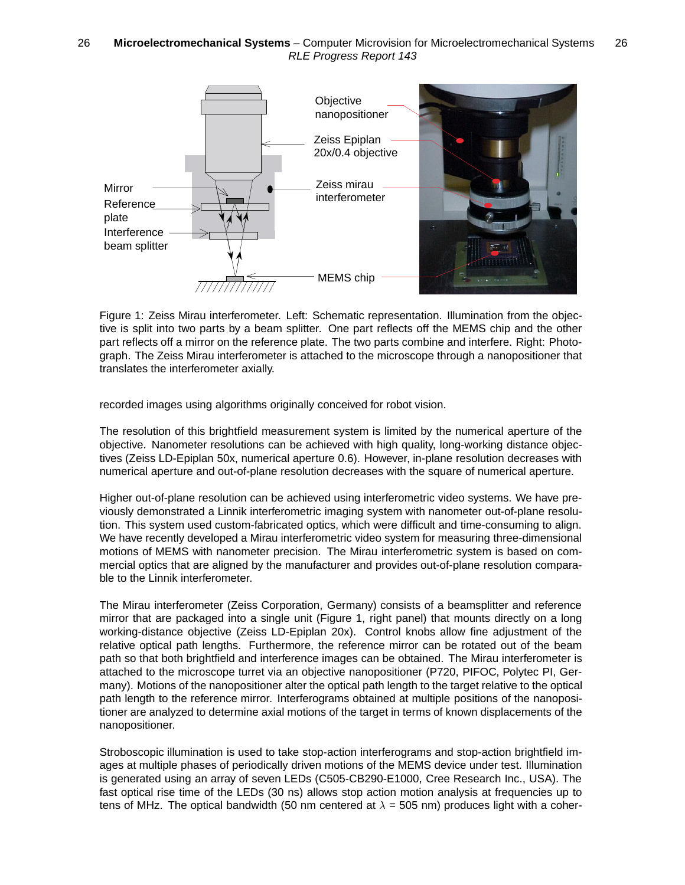Figure 1: Zeiss Mirau interferometer. Left: Schematic representation. Illumination from the objective is split into two parts by a beam splitter. One part reflects off the MEMS chip and the other part reflects off a mirror on the reference plate. The two parts combine and interfere. Right: Photograph. The Zeiss Mirau interferometer is attached to the microscope through a nanopositioner that translates the interferometer axially.

recorded images using algorithms originally conceived for robot vision.

The resolution of this brightfield measurement system is limited by the numerical aperture of the objective. Nanometer resolutions can be achieved with high quality, long-working distance objectives (Zeiss LD-Epiplan 50x, numerical aperture 0.6). However, in-plane resolution decreases with numerical aperture and out-of-plane resolution decreases with the square of numerical aperture.

Higher out-of-plane resolution can be achieved using interferometric video systems. We have previously demonstrated a Linnik interferometric imaging system with nanometer out-of-plane resolution. This system used custom-fabricated optics, which were difficult and time-consuming to align. We have recently developed a Mirau interferometric video system for measuring three-dimensional motions of MEMS with nanometer precision. The Mirau interferometric system is based on commercial optics that are aligned by the manufacturer and provides out-of-plane resolution comparable to the Linnik interferometer.

The Mirau interferometer (Zeiss Corporation, Germany) consists of a beamsplitter and reference mirror that are packaged into a single unit (Figure 1, right panel) that mounts directly on a long working-distance objective (Zeiss LD-Epiplan 20x). Control knobs allow fine adjustment of the relative optical path lengths. Furthermore, the reference mirror can be rotated out of the beam path so that both brightfield and interference images can be obtained. The Mirau interferometer is attached to the microscope turret via an objective nanopositioner (P720, PIFOC, Polytec PI, Germany). Motions of the nanopositioner alter the optical path length to the target relative to the optical path length to the reference mirror. Interferograms obtained at multiple positions of the nanopositioner are analyzed to determine axial motions of the target in terms of known displacements of the nanopositioner.

Stroboscopic illumination is used to take stop-action interferograms and stop-action brightfield images at multiple phases of periodically driven motions of the MEMS device under test. Illumination is generated using an array of seven LEDs (C505-CB290-E1000, Cree Research Inc., USA). The fast optical rise time of the LEDs (30 ns) allows stop action motion analysis at frequencies up to tens of MHz. The optical bandwidth (50 nm centered at $\lambda$ = 505 nm) produces light with a coher-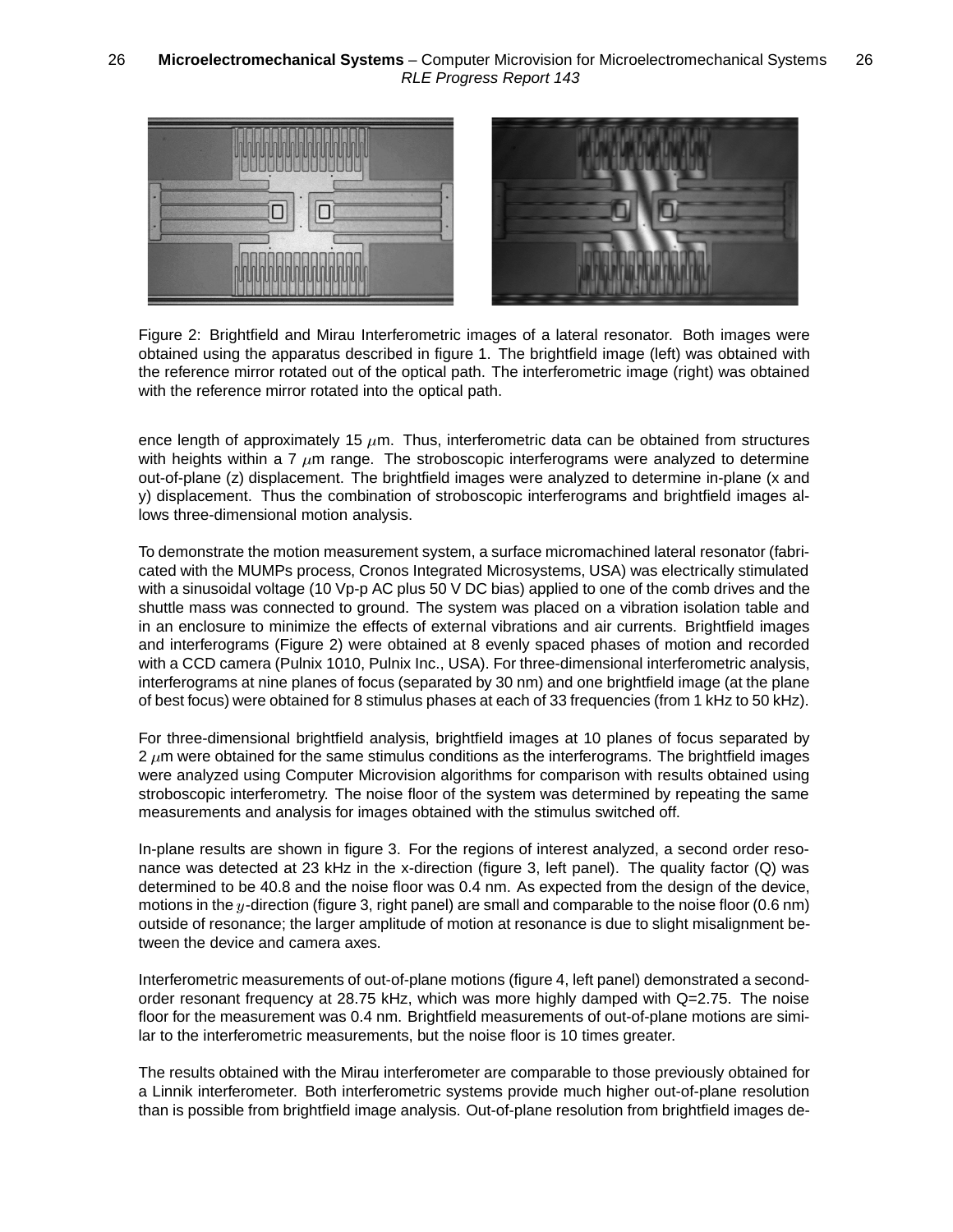Figure 2: Brightfield and Mirau Interferometric images of a lateral resonator. Both images were obtained using the apparatus described in figure 1. The brightfield image (left) was obtained with the reference mirror rotated out of the optical path. The interferometric image (right) was obtained with the reference mirror rotated into the optical path.

ence length of approximately 15 $\mu$m. Thus, interferometric data can be obtained from structures with heights within a 7 $\mu$m range. The stroboscopic interferograms were analyzed to determine out-of-plane (z) displacement. The brightfield images were analyzed to determine in-plane (x and y) displacement. Thus the combination of stroboscopic interferograms and brightfield images allows three-dimensional motion analysis.

To demonstrate the motion measurement system, a surface micromachined lateral resonator (fabricated with the MUMPs process, Cronos Integrated Microsystems, USA) was electrically stimulated with a sinusoidal voltage (10 Vp-p AC plus 50 V DC bias) applied to one of the comb drives and the shuttle mass was connected to ground. The system was placed on a vibration isolation table and in an enclosure to minimize the effects of external vibrations and air currents. Brightfield images and interferograms (Figure 2) were obtained at 8 evenly spaced phases of motion and recorded with a CCD camera (Pulnix 1010, Pulnix Inc., USA). For three-dimensional interferometric analysis, interferograms at nine planes of focus (separated by 30 nm) and one brightfield image (at the plane of best focus) were obtained for 8 stimulus phases at each of 33 frequencies (from 1 kHz to 50 kHz).

For three-dimensional brightfield analysis, brightfield images at 10 planes of focus separated by 2 $\mu$m were obtained for the same stimulus conditions as the interferograms. The brightfield images were analyzed using Computer Microvision algorithms for comparison with results obtained using stroboscopic interferometry. The noise floor of the system was determined by repeating the same measurements and analysis for images obtained with the stimulus switched off.

In-plane results are shown in figure 3. For the regions of interest analyzed, a second order resonance was detected at 23 kHz in the x-direction (figure 3, left panel). The quality factor (Q) was determined to be 40.8 and the noise floor was 0.4 nm. As expected from the design of the device, motions in the $y$-direction (figure 3, right panel) are small and comparable to the noise floor (0.6 nm) outside of resonance; the larger amplitude of motion at resonance is due to slight misalignment between the device and camera axes.

Interferometric measurements of out-of-plane motions (figure 4, left panel) demonstrated a second-order resonant frequency at 28.75 kHz, which was more highly damped with Q=2.75. The noise floor for the measurement was 0.4 nm. Brightfield measurements of out-of-plane motions are similar to the interferometric measurements, but the noise floor is 10 times greater.

The results obtained with the Mirau interferometer are comparable to those previously obtained for a Linnik interferometer. Both interferometric systems provide much higher out-of-plane resolution than is possible from brightfield image analysis. Out-of-plane resolution from brightfield images de-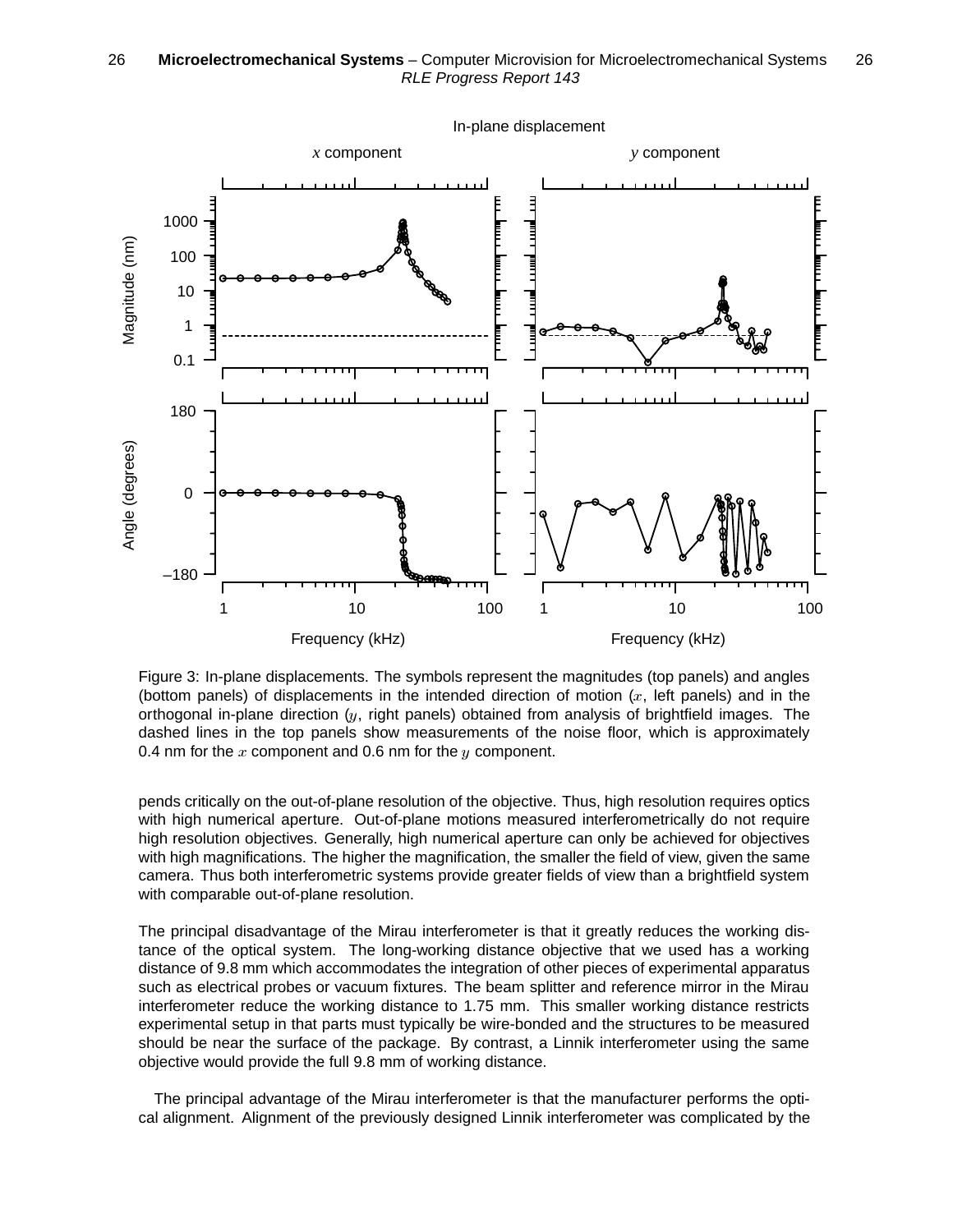Figure 3: In-plane displacements. The symbols represent the magnitudes (top panels) and angles (bottom panels) of displacements in the intended direction of motion ($x$, left panels) and in the orthogonal in-plane direction ($y$, right panels) obtained from analysis of brightfield images. The dashed lines in the top panels show measurements of the noise floor, which is approximately 0.4 nm for the $x$ component and 0.6 nm for the $y$ component.

pends critically on the out-of-plane resolution of the objective. Thus, high resolution requires optics with high numerical aperture. Out-of-plane motions measured interferometrically do not require high resolution objectives. Generally, high numerical aperture can only be achieved for objectives with high magnifications. The higher the magnification, the smaller the field of view, given the same camera. Thus both interferometric systems provide greater fields of view than a brightfield system with comparable out-of-plane resolution.

The principal disadvantage of the Mirau interferometer is that it greatly reduces the working distance of the optical system. The long-working distance objective that we used has a working distance of 9.8 mm which accommodates the integration of other pieces of experimental apparatus such as electrical probes or vacuum fixtures. The beam splitter and reference mirror in the Mirau interferometer reduce the working distance to 1.75 mm. This smaller working distance restricts experimental setup in that parts must typically be wire-bonded and the structures to be measured should be near the surface of the package. By contrast, a Linnik interferometer using the same objective would provide the full 9.8 mm of working distance.

The principal advantage of the Mirau interferometer is that the manufacturer performs the optical alignment. Alignment of the previously designed Linnik interferometer was complicated by the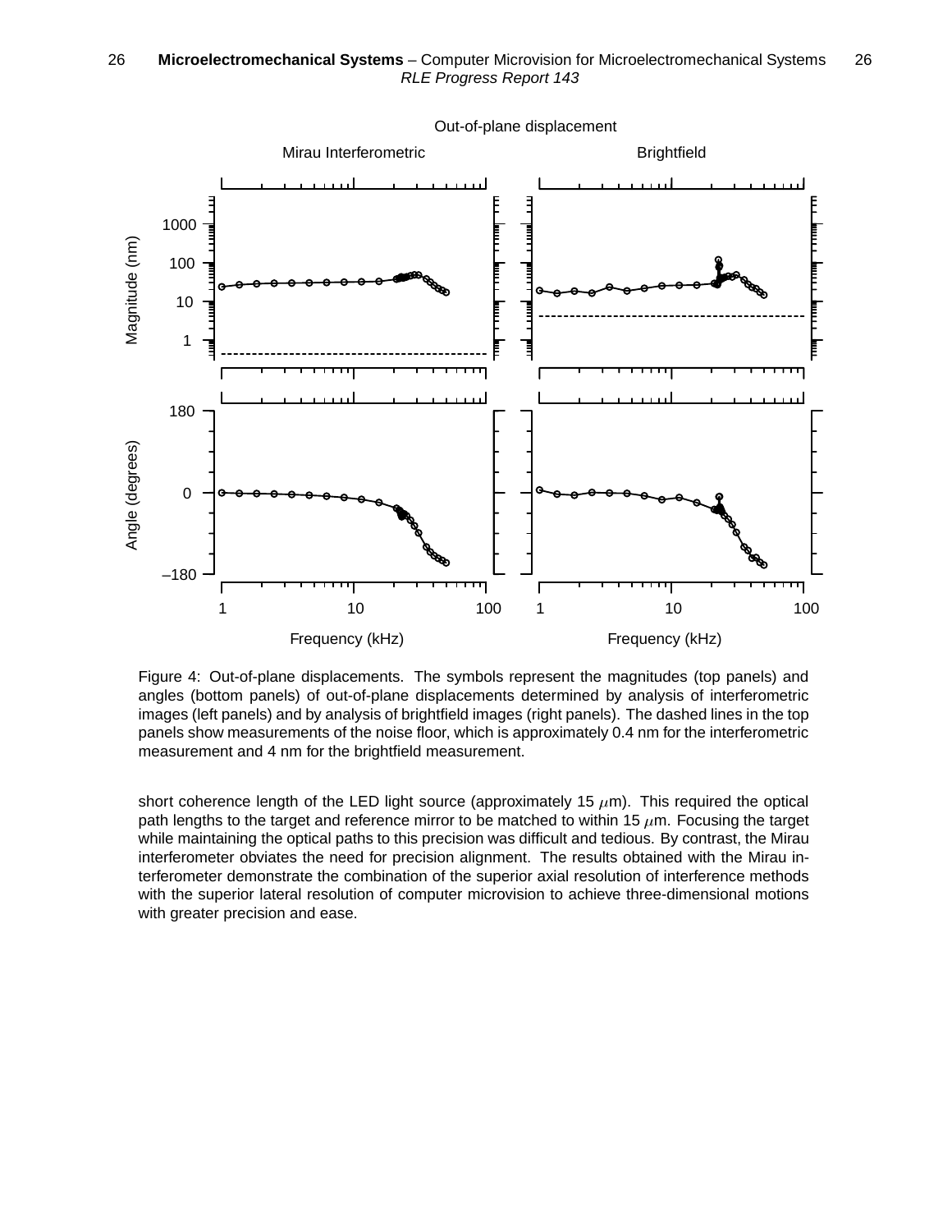Figure 4: Out-of-plane displacements. The symbols represent the magnitudes (top panels) and angles (bottom panels) of out-of-plane displacements determined by analysis of interferometric images (left panels) and by analysis of brightfield images (right panels). The dashed lines in the top panels show measurements of the noise floor, which is approximately 0.4 nm for the interferometric measurement and 4 nm for the brightfield measurement.

short coherence length of the LED light source (approximately 15 $\mu$m). This required the optical path lengths to the target and reference mirror to be matched to within 15 $\mu$m. Focusing the target while maintaining the optical paths to this precision was difficult and tedious. By contrast, the Mirau interferometer obviates the need for precision alignment. The results obtained with the Mirau interferometer demonstrate the combination of the superior axial resolution of interference methods with the superior lateral resolution of computer microvision to achieve three-dimensional motions with greater precision and ease.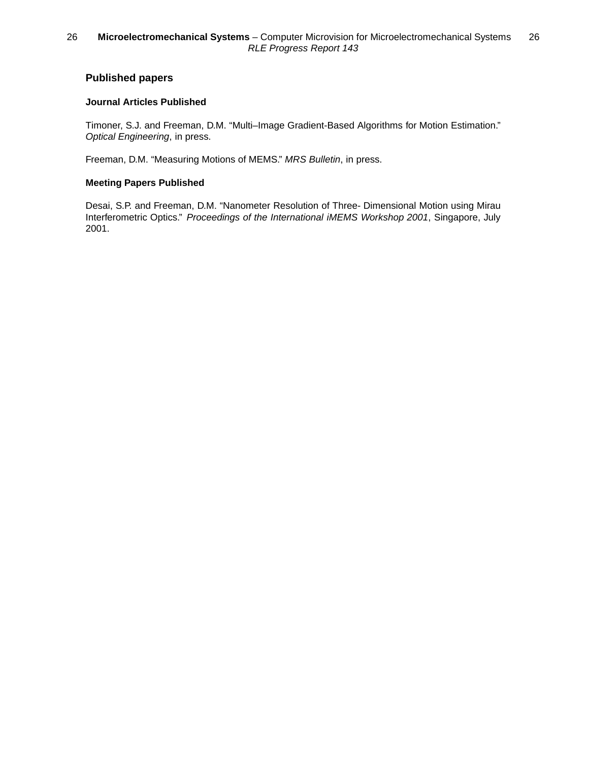## Published papers

### Journal Articles Published

Timoner, S.J. and Freeman, D.M. “Multi–Image Gradient-Based Algorithms for Motion Estimation.” *Optical Engineering*, in press.

Freeman, D.M. “Measuring Motions of MEMS.” *MRS Bulletin*, in press.

### Meeting Papers Published

Desai, S.P. and Freeman, D.M. “Nanometer Resolution of Three- Dimensional Motion using Mirau Interferometric Optics.” *Proceedings of the International iMEMS Workshop 2001*, Singapore, July 2001.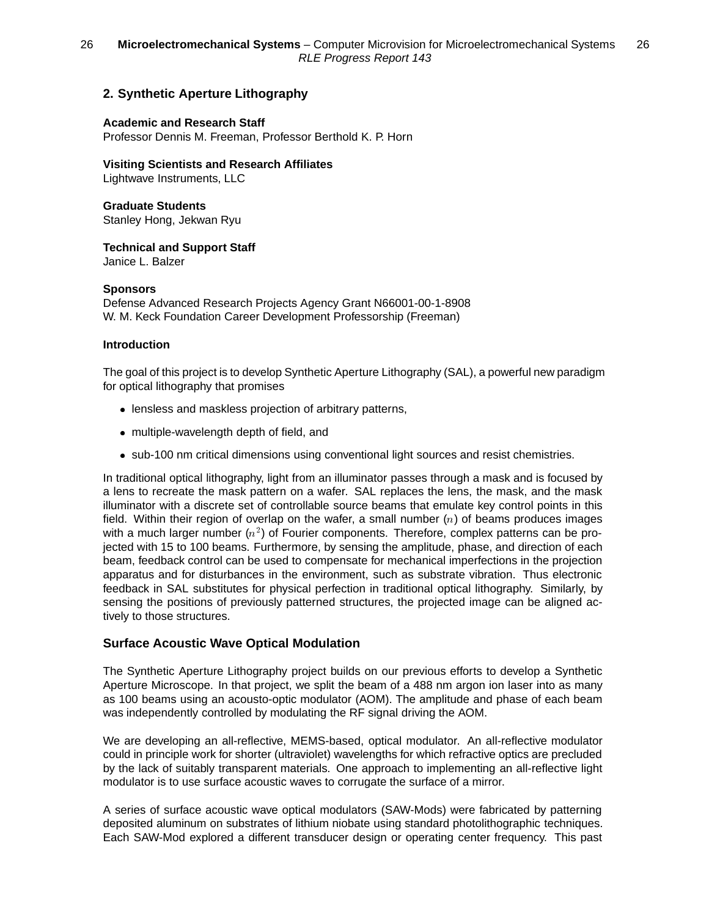## 2. Synthetic Aperture Lithography

**Academic and Research Staff**
Professor Dennis M. Freeman, Professor Berthold K. P. Horn

**Visiting Scientists and Research Affiliates**
Lightwave Instruments, LLC

**Graduate Students**
Stanley Hong, Jekwan Ryu

**Technical and Support Staff**
Janice L. Balzer

**Sponsors**
Defense Advanced Research Projects Agency Grant N66001-00-1-8908
W. M. Keck Foundation Career Development Professorship (Freeman)

**Introduction**

The goal of this project is to develop Synthetic Aperture Lithography (SAL), a powerful new paradigm for optical lithography that promises

- lensless and maskless projection of arbitrary patterns,
- multiple-wavelength depth of field, and
- sub-100 nm critical dimensions using conventional light sources and resist chemistries.

In traditional optical lithography, light from an illuminator passes through a mask and is focused by a lens to recreate the mask pattern on a wafer. SAL replaces the lens, the mask, and the mask illuminator with a discrete set of controllable source beams that emulate key control points in this field. Within their region of overlap on the wafer, a small number ($n$) of beams produces images with a much larger number ($n^2$) of Fourier components. Therefore, complex patterns can be projected with 15 to 100 beams. Furthermore, by sensing the amplitude, phase, and direction of each beam, feedback control can be used to compensate for mechanical imperfections in the projection apparatus and for disturbances in the environment, such as substrate vibration. Thus electronic feedback in SAL substitutes for physical perfection in traditional optical lithography. Similarly, by sensing the positions of previously patterned structures, the projected image can be aligned actively to those structures.

### Surface Acoustic Wave Optical Modulation

The Synthetic Aperture Lithography project builds on our previous efforts to develop a Synthetic Aperture Microscope. In that project, we split the beam of a 488 nm argon ion laser into as many as 100 beams using an acousto-optic modulator (AOM). The amplitude and phase of each beam was independently controlled by modulating the RF signal driving the AOM.

We are developing an all-reflective, MEMS-based, optical modulator. An all-reflective modulator could in principle work for shorter (ultraviolet) wavelengths for which refractive optics are precluded by the lack of suitably transparent materials. One approach to implementing an all-reflective light modulator is to use surface acoustic waves to corrugate the surface of a mirror.

A series of surface acoustic wave optical modulators (SAW-Mods) were fabricated by patterning deposited aluminum on substrates of lithium niobate using standard photolithographic techniques. Each SAW-Mod explored a different transducer design or operating center frequency. This past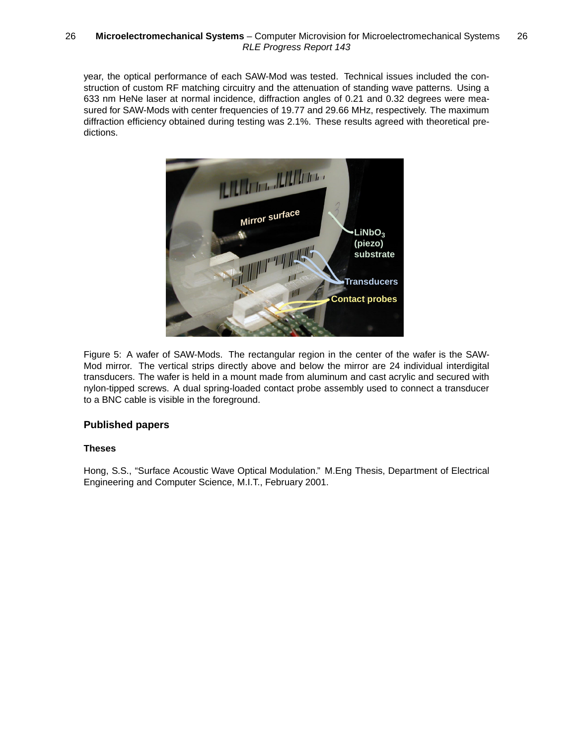year, the optical performance of each SAW-Mod was tested. Technical issues included the construction of custom RF matching circuitry and the attenuation of standing wave patterns. Using a 633 nm HeNe laser at normal incidence, diffraction angles of 0.21 and 0.32 degrees were measured for SAW-Mods with center frequencies of 19.77 and 29.66 MHz, respectively. The maximum diffraction efficiency obtained during testing was 2.1%. These results agreed with theoretical predictions.

Mirror surface

$LiNbO_3$ (piezo) substrate

Transducers

Contact probes

Figure 5: A wafer of SAW-Mods. The rectangular region in the center of the wafer is the SAW-Mod mirror. The vertical strips directly above and below the mirror are 24 individual interdigital transducers. The wafer is held in a mount made from aluminum and cast acrylic and secured with nylon-tipped screws. A dual spring-loaded contact probe assembly used to connect a transducer to a BNC cable is visible in the foreground.

## Published papers

### Theses

Hong, S.S., "Surface Acoustic Wave Optical Modulation." M.Eng Thesis, Department of Electrical Engineering and Computer Science, M.I.T., February 2001.